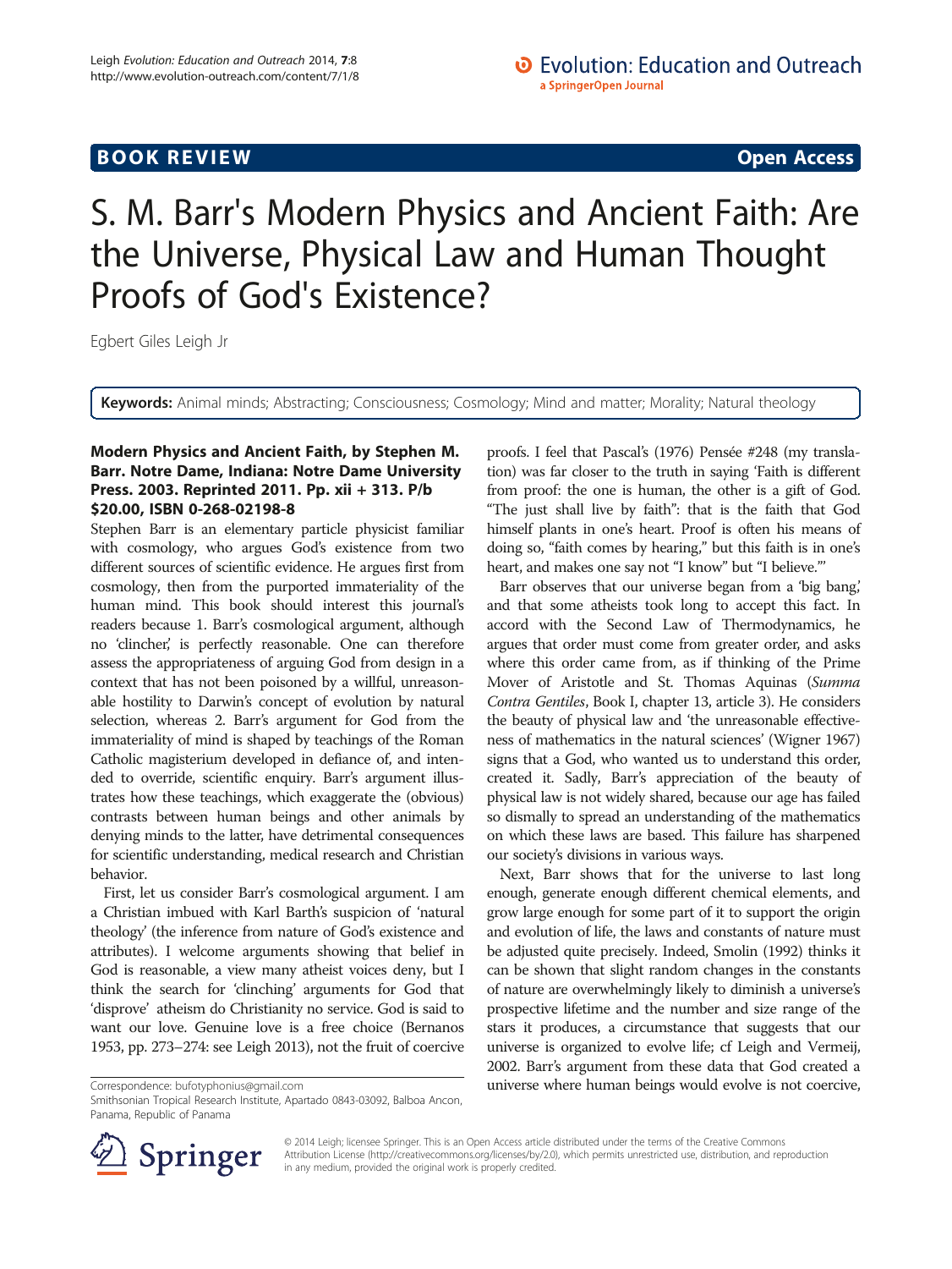**BOOK REVIEW** **Open Access**

# S. M. Barr's Modern Physics and Ancient Faith: Are the Universe, Physical Law and Human Thought Proofs of God's Existence?

Egbert Giles Leigh Jr

**Keywords:** Animal minds; Abstracting; Consciousness; Cosmology; Mind and matter; Morality; Natural theology

**Modern Physics and Ancient Faith, by Stephen M. Barr. Notre Dame, Indiana: Notre Dame University Press. 2003. Reprinted 2011. Pp. xii + 313. P/b $20.00, ISBN 0-268-02198-8**

Stephen Barr is an elementary particle physicist familiar with cosmology, who argues God's existence from two different sources of scientific evidence. He argues first from cosmology, then from the purported immateriality of the human mind. This book should interest this journal's readers because 1. Barr's cosmological argument, although no 'clincher,' is perfectly reasonable. One can therefore assess the appropriateness of arguing God from design in a context that has not been poisoned by a willful, unreasonable hostility to Darwin's concept of evolution by natural selection, whereas 2. Barr's argument for God from the immateriality of mind is shaped by teachings of the Roman Catholic magisterium developed in defiance of, and intended to override, scientific enquiry. Barr's argument illustrates how these teachings, which exaggerate the (obvious) contrasts between human beings and other animals by denying minds to the latter, have detrimental consequences for scientific understanding, medical research and Christian behavior.

First, let us consider Barr's cosmological argument. I am a Christian imbued with Karl Barth's suspicion of 'natural theology' (the inference from nature of God's existence and attributes). I welcome arguments showing that belief in God is reasonable, a view many atheist voices deny, but I think the search for 'clinching' arguments for God that 'disprove' atheism do Christianity no service. God is said to want our love. Genuine love is a free choice (Bernanos 1953, pp. 273–274: see Leigh 2013), not the fruit of coercive proofs. I feel that Pascal's (1976) Pensée #248 (my translation) was far closer to the truth in saying 'Faith is different from proof: the one is human, the other is a gift of God. "The just shall live by faith": that is the faith that God himself plants in one's heart. Proof is often his means of doing so, "faith comes by hearing," but this faith is in one's heart, and makes one say not "I know" but "I believe."'

Barr observes that our universe began from a 'big bang,' and that some atheists took long to accept this fact. In accord with the Second Law of Thermodynamics, he argues that order must come from greater order, and asks where this order came from, as if thinking of the Prime Mover of Aristotle and St. Thomas Aquinas (*Summa Contra Gentiles*, Book I, chapter 13, article 3). He considers the beauty of physical law and 'the unreasonable effectiveness of mathematics in the natural sciences' (Wigner 1967) signs that a God, who wanted us to understand this order, created it. Sadly, Barr's appreciation of the beauty of physical law is not widely shared, because our age has failed so dismally to spread an understanding of the mathematics on which these laws are based. This failure has sharpened our society's divisions in various ways.

Next, Barr shows that for the universe to last long enough, generate enough different chemical elements, and grow large enough for some part of it to support the origin and evolution of life, the laws and constants of nature must be adjusted quite precisely. Indeed, Smolin (1992) thinks it can be shown that slight random changes in the constants of nature are overwhelmingly likely to diminish a universe's prospective lifetime and the number and size range of the stars it produces, a circumstance that suggests that our universe is organized to evolve life; cf Leigh and Vermeij, 2002. Barr's argument from these data that God created a universe where human beings would evolve is not coercive,

Correspondence: bufotyphonius@gmail.com
Smithsonian Tropical Research Institute, Apartado 0843-03092, Balboa Ancon, Panama, Republic of Panama

© 2014 Leigh; licensee Springer. This is an Open Access article distributed under the terms of the Creative Commons Attribution License (http://creativecommons.org/licenses/by/2.0), which permits unrestricted use, distribution, and reproduction in any medium, provided the original work is properly credited.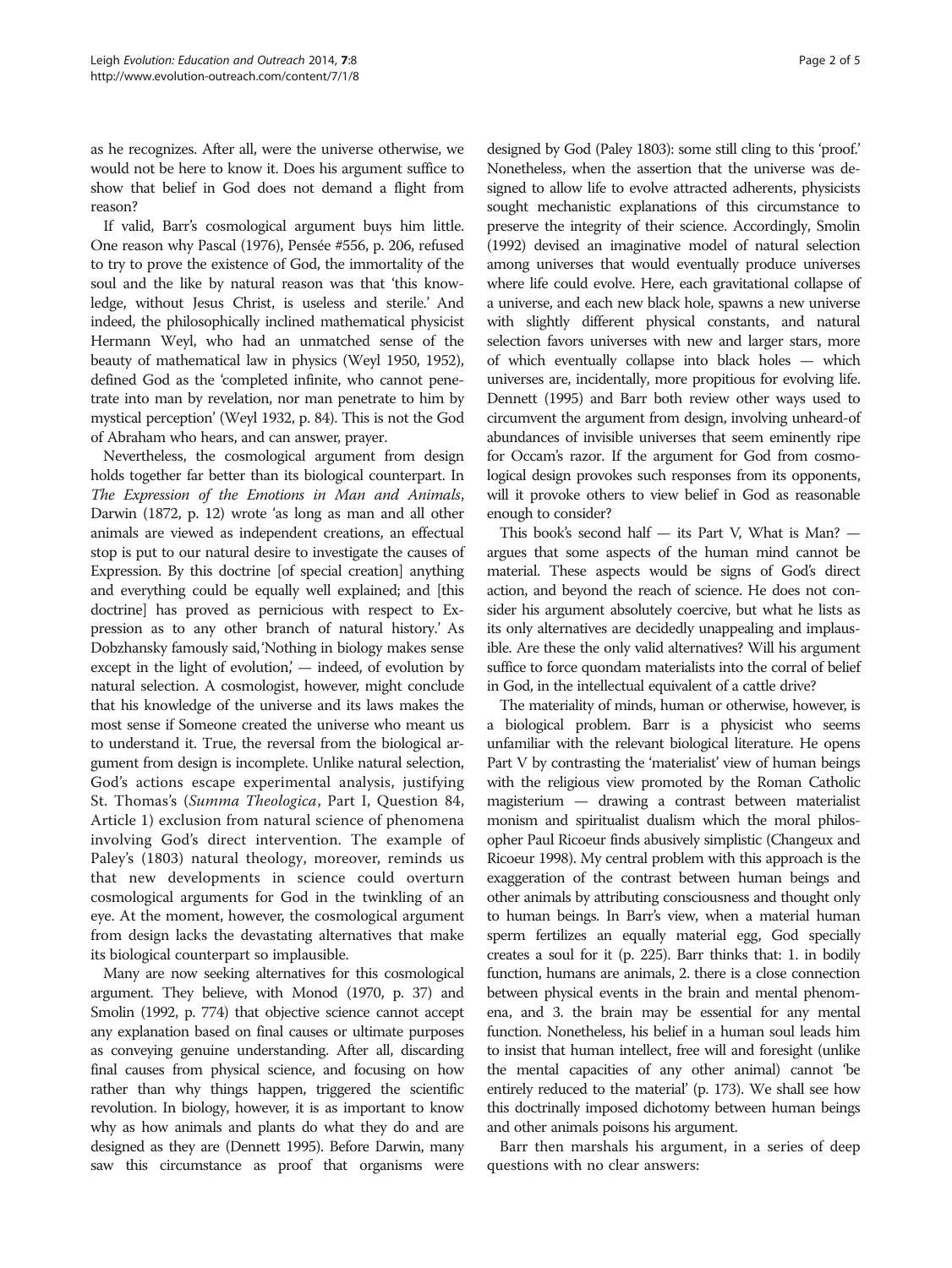as he recognizes. After all, were the universe otherwise, we would not be here to know it. Does his argument suffice to show that belief in God does not demand a flight from reason?

If valid, Barr's cosmological argument buys him little. One reason why Pascal (1976), Pensée #556, p. 206, refused to try to prove the existence of God, the immortality of the soul and the like by natural reason was that 'this knowledge, without Jesus Christ, is useless and sterile.' And indeed, the philosophically inclined mathematical physicist Hermann Weyl, who had an unmatched sense of the beauty of mathematical law in physics (Weyl 1950, 1952), defined God as the 'completed infinite, who cannot penetrate into man by revelation, nor man penetrate to him by mystical perception' (Weyl 1932, p. 84). This is not the God of Abraham who hears, and can answer, prayer.

Nevertheless, the cosmological argument from design holds together far better than its biological counterpart. In *The Expression of the Emotions in Man and Animals*, Darwin (1872, p. 12) wrote 'as long as man and all other animals are viewed as independent creations, an effectual stop is put to our natural desire to investigate the causes of Expression. By this doctrine [of special creation] anything and everything could be equally well explained; and [this doctrine] has proved as pernicious with respect to Expression as to any other branch of natural history.' As Dobzhansky famously said, 'Nothing in biology makes sense except in the light of evolution,' — indeed, of evolution by natural selection. A cosmologist, however, might conclude that his knowledge of the universe and its laws makes the most sense if Someone created the universe who meant us to understand it. True, the reversal from the biological argument from design is incomplete. Unlike natural selection, God's actions escape experimental analysis, justifying St. Thomas's (*Summa Theologica*, Part I, Question 84, Article 1) exclusion from natural science of phenomena involving God's direct intervention. The example of Paley's (1803) natural theology, moreover, reminds us that new developments in science could overturn cosmological arguments for God in the twinkling of an eye. At the moment, however, the cosmological argument from design lacks the devastating alternatives that make its biological counterpart so implausible.

Many are now seeking alternatives for this cosmological argument. They believe, with Monod (1970, p. 37) and Smolin (1992, p. 774) that objective science cannot accept any explanation based on final causes or ultimate purposes as conveying genuine understanding. After all, discarding final causes from physical science, and focusing on how rather than why things happen, triggered the scientific revolution. In biology, however, it is as important to know why as how animals and plants do what they do and are designed as they are (Dennett 1995). Before Darwin, many saw this circumstance as proof that organisms were designed by God (Paley 1803): some still cling to this 'proof.' Nonetheless, when the assertion that the universe was designed to allow life to evolve attracted adherents, physicists sought mechanistic explanations of this circumstance to preserve the integrity of their science. Accordingly, Smolin (1992) devised an imaginative model of natural selection among universes that would eventually produce universes where life could evolve. Here, each gravitational collapse of a universe, and each new black hole, spawns a new universe with slightly different physical constants, and natural selection favors universes with new and larger stars, more of which eventually collapse into black holes — which universes are, incidentally, more propitious for evolving life. Dennett (1995) and Barr both review other ways used to circumvent the argument from design, involving unheard-of abundances of invisible universes that seem eminently ripe for Occam's razor. If the argument for God from cosmological design provokes such responses from its opponents, will it provoke others to view belief in God as reasonable enough to consider?

This book's second half — its Part V, What is Man? — argues that some aspects of the human mind cannot be material. These aspects would be signs of God's direct action, and beyond the reach of science. He does not consider his argument absolutely coercive, but what he lists as its only alternatives are decidedly unappealing and implausible. Are these the only valid alternatives? Will his argument suffice to force quondam materialists into the corral of belief in God, in the intellectual equivalent of a cattle drive?

The materiality of minds, human or otherwise, however, is a biological problem. Barr is a physicist who seems unfamiliar with the relevant biological literature. He opens Part V by contrasting the 'materialist' view of human beings with the religious view promoted by the Roman Catholic magisterium — drawing a contrast between materialist monism and spiritualist dualism which the moral philosopher Paul Ricoeur finds abusively simplistic (Changeux and Ricoeur 1998). My central problem with this approach is the exaggeration of the contrast between human beings and other animals by attributing consciousness and thought only to human beings. In Barr's view, when a material human sperm fertilizes an equally material egg, God specially creates a soul for it (p. 225). Barr thinks that: 1. in bodily function, humans are animals, 2. there is a close connection between physical events in the brain and mental phenomena, and 3. the brain may be essential for any mental function. Nonetheless, his belief in a human soul leads him to insist that human intellect, free will and foresight (unlike the mental capacities of any other animal) cannot 'be entirely reduced to the material' (p. 173). We shall see how this doctrinally imposed dichotomy between human beings and other animals poisons his argument.

Barr then marshals his argument, in a series of deep questions with no clear answers: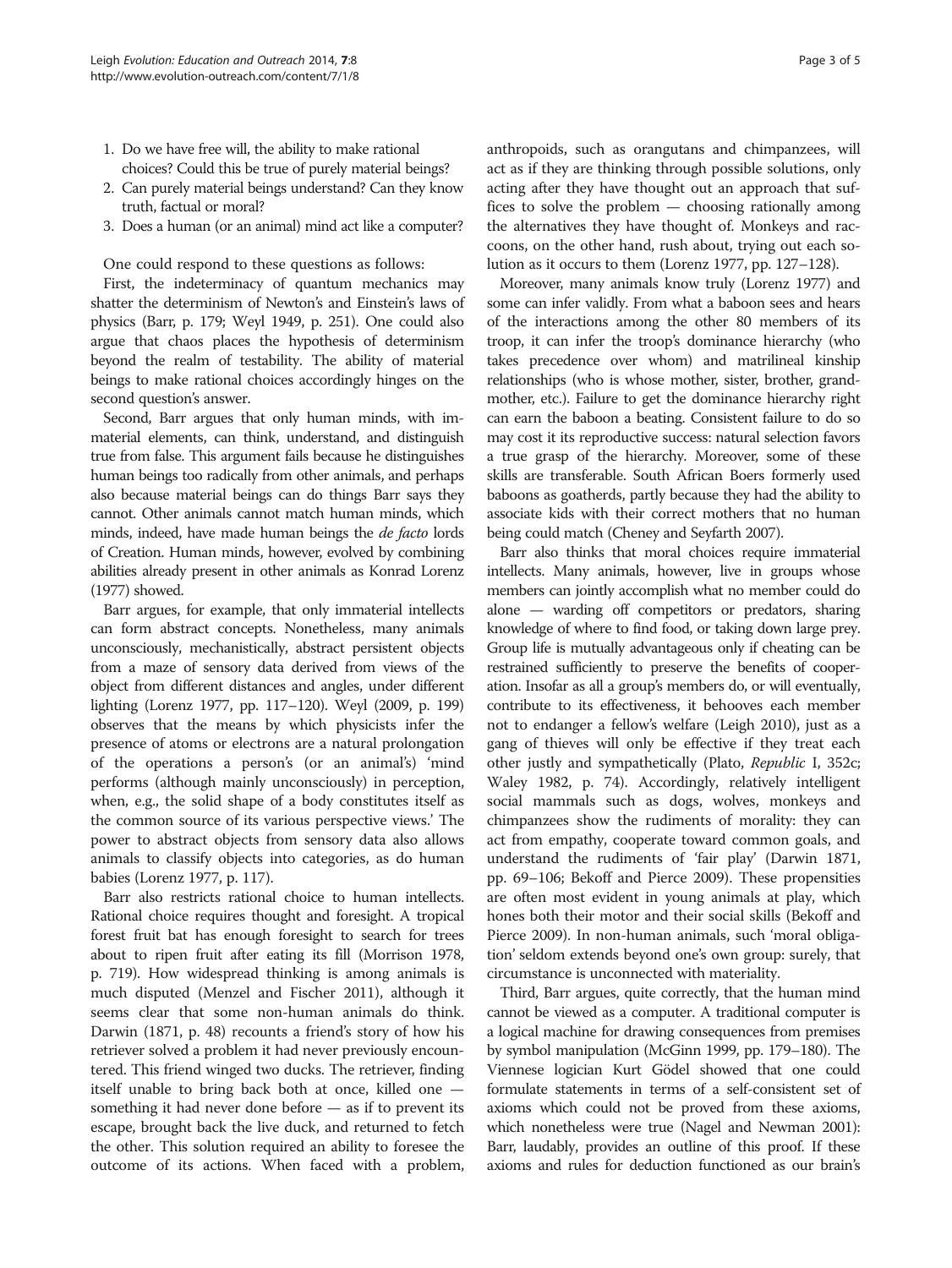1. Do we have free will, the ability to make rational choices? Could this be true of purely material beings?
2. Can purely material beings understand? Can they know truth, factual or moral?
3. Does a human (or an animal) mind act like a computer?

One could respond to these questions as follows:

First, the indeterminacy of quantum mechanics may shatter the determinism of Newton's and Einstein's laws of physics (Barr, p. 179; Weyl 1949, p. 251). One could also argue that chaos places the hypothesis of determinism beyond the realm of testability. The ability of material beings to make rational choices accordingly hinges on the second question's answer.

Second, Barr argues that only human minds, with immaterial elements, can think, understand, and distinguish true from false. This argument fails because he distinguishes human beings too radically from other animals, and perhaps also because material beings can do things Barr says they cannot. Other animals cannot match human minds, which minds, indeed, have made human beings the *de facto* lords of Creation. Human minds, however, evolved by combining abilities already present in other animals as Konrad Lorenz (1977) showed.

Barr argues, for example, that only immaterial intellects can form abstract concepts. Nonetheless, many animals unconsciously, mechanistically, abstract persistent objects from a maze of sensory data derived from views of the object from different distances and angles, under different lighting (Lorenz 1977, pp. 117–120). Weyl (2009, p. 199) observes that the means by which physicists infer the presence of atoms or electrons are a natural prolongation of the operations a person's (or an animal's) 'mind performs (although mainly unconsciously) in perception, when, e.g., the solid shape of a body constitutes itself as the common source of its various perspective views.' The power to abstract objects from sensory data also allows animals to classify objects into categories, as do human babies (Lorenz 1977, p. 117).

Barr also restricts rational choice to human intellects. Rational choice requires thought and foresight. A tropical forest fruit bat has enough foresight to search for trees about to ripen fruit after eating its fill (Morrison 1978, p. 719). How widespread thinking is among animals is much disputed (Menzel and Fischer 2011), although it seems clear that some non-human animals do think. Darwin (1871, p. 48) recounts a friend's story of how his retriever solved a problem it had never previously encountered. This friend winged two ducks. The retriever, finding itself unable to bring back both at once, killed one — something it had never done before — as if to prevent its escape, brought back the live duck, and returned to fetch the other. This solution required an ability to foresee the outcome of its actions. When faced with a problem, anthropoids, such as orangutans and chimpanzees, will act as if they are thinking through possible solutions, only acting after they have thought out an approach that suffices to solve the problem — choosing rationally among the alternatives they have thought of. Monkeys and raccoons, on the other hand, rush about, trying out each solution as it occurs to them (Lorenz 1977, pp. 127–128).

Moreover, many animals know truly (Lorenz 1977) and some can infer validly. From what a baboon sees and hears of the interactions among the other 80 members of its troop, it can infer the troop's dominance hierarchy (who takes precedence over whom) and matrilineal kinship relationships (who is whose mother, sister, brother, grandmother, etc.). Failure to get the dominance hierarchy right can earn the baboon a beating. Consistent failure to do so may cost it its reproductive success: natural selection favors a true grasp of the hierarchy. Moreover, some of these skills are transferable. South African Boers formerly used baboons as goatherds, partly because they had the ability to associate kids with their correct mothers that no human being could match (Cheney and Seyfarth 2007).

Barr also thinks that moral choices require immaterial intellects. Many animals, however, live in groups whose members can jointly accomplish what no member could do alone — warding off competitors or predators, sharing knowledge of where to find food, or taking down large prey. Group life is mutually advantageous only if cheating can be restrained sufficiently to preserve the benefits of cooperation. Insofar as all a group's members do, or will eventually, contribute to its effectiveness, it behooves each member not to endanger a fellow's welfare (Leigh 2010), just as a gang of thieves will only be effective if they treat each other justly and sympathetically (Plato, *Republic* I, 352c; Waley 1982, p. 74). Accordingly, relatively intelligent social mammals such as dogs, wolves, monkeys and chimpanzees show the rudiments of morality: they can act from empathy, cooperate toward common goals, and understand the rudiments of 'fair play' (Darwin 1871, pp. 69–106; Bekoff and Pierce 2009). These propensities are often most evident in young animals at play, which hones both their motor and their social skills (Bekoff and Pierce 2009). In non-human animals, such 'moral obligation' seldom extends beyond one's own group: surely, that circumstance is unconnected with materiality.

Third, Barr argues, quite correctly, that the human mind cannot be viewed as a computer. A traditional computer is a logical machine for drawing consequences from premises by symbol manipulation (McGinn 1999, pp. 179–180). The Viennese logician Kurt Gödel showed that one could formulate statements in terms of a self-consistent set of axioms which could not be proved from these axioms, which nonetheless were true (Nagel and Newman 2001): Barr, laudably, provides an outline of this proof. If these axioms and rules for deduction functioned as our brain's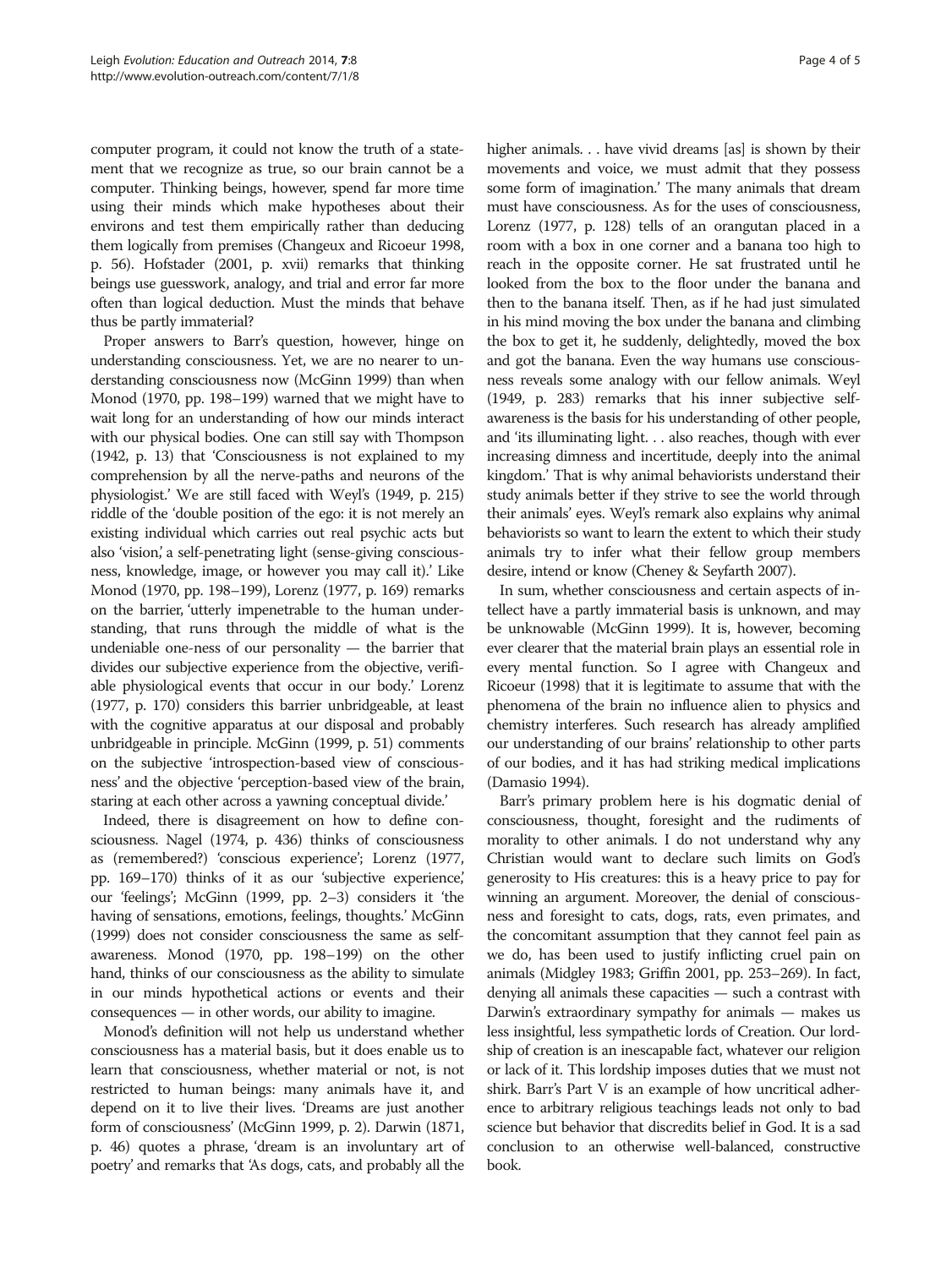computer program, it could not know the truth of a statement that we recognize as true, so our brain cannot be a computer. Thinking beings, however, spend far more time using their minds which make hypotheses about their environs and test them empirically rather than deducing them logically from premises (Changeux and Ricoeur 1998, p. 56). Hofstader (2001, p. xvii) remarks that thinking beings use guesswork, analogy, and trial and error far more often than logical deduction. Must the minds that behave thus be partly immaterial?

Proper answers to Barr's question, however, hinge on understanding consciousness. Yet, we are no nearer to understanding consciousness now (McGinn 1999) than when Monod (1970, pp. 198–199) warned that we might have to wait long for an understanding of how our minds interact with our physical bodies. One can still say with Thompson (1942, p. 13) that 'Consciousness is not explained to my comprehension by all the nerve-paths and neurons of the physiologist.' We are still faced with Weyl's (1949, p. 215) riddle of the 'double position of the ego: it is not merely an existing individual which carries out real psychic acts but also 'vision,' a self-penetrating light (sense-giving consciousness, knowledge, image, or however you may call it).' Like Monod (1970, pp. 198–199), Lorenz (1977, p. 169) remarks on the barrier, 'utterly impenetrable to the human understanding, that runs through the middle of what is the undeniable one-ness of our personality — the barrier that divides our subjective experience from the objective, verifiable physiological events that occur in our body.' Lorenz (1977, p. 170) considers this barrier unbridgeable, at least with the cognitive apparatus at our disposal and probably unbridgeable in principle. McGinn (1999, p. 51) comments on the subjective 'introspection-based view of consciousness' and the objective 'perception-based view of the brain, staring at each other across a yawning conceptual divide.'

Indeed, there is disagreement on how to define consciousness. Nagel (1974, p. 436) thinks of consciousness as (remembered?) 'conscious experience'; Lorenz (1977, pp. 169–170) thinks of it as our 'subjective experience,' our 'feelings'; McGinn (1999, pp. 2–3) considers it 'the having of sensations, emotions, feelings, thoughts.' McGinn (1999) does not consider consciousness the same as self-awareness. Monod (1970, pp. 198–199) on the other hand, thinks of our consciousness as the ability to simulate in our minds hypothetical actions or events and their consequences — in other words, our ability to imagine.

Monod's definition will not help us understand whether consciousness has a material basis, but it does enable us to learn that consciousness, whether material or not, is not restricted to human beings: many animals have it, and depend on it to live their lives. 'Dreams are just another form of consciousness' (McGinn 1999, p. 2). Darwin (1871, p. 46) quotes a phrase, 'dream is an involuntary art of poetry' and remarks that 'As dogs, cats, and probably all the higher animals. . . have vivid dreams [as] is shown by their movements and voice, we must admit that they possess some form of imagination.' The many animals that dream must have consciousness. As for the uses of consciousness, Lorenz (1977, p. 128) tells of an orangutan placed in a room with a box in one corner and a banana too high to reach in the opposite corner. He sat frustrated until he looked from the box to the floor under the banana and then to the banana itself. Then, as if he had just simulated in his mind moving the box under the banana and climbing the box to get it, he suddenly, delightedly, moved the box and got the banana. Even the way humans use consciousness reveals some analogy with our fellow animals. Weyl (1949, p. 283) remarks that his inner subjective self-awareness is the basis for his understanding of other people, and 'its illuminating light. . . also reaches, though with ever increasing dimness and incertitude, deeply into the animal kingdom.' That is why animal behaviorists understand their study animals better if they strive to see the world through their animals' eyes. Weyl's remark also explains why animal behaviorists so want to learn the extent to which their study animals try to infer what their fellow group members desire, intend or know (Cheney & Seyfarth 2007).

In sum, whether consciousness and certain aspects of intellect have a partly immaterial basis is unknown, and may be unknowable (McGinn 1999). It is, however, becoming ever clearer that the material brain plays an essential role in every mental function. So I agree with Changeux and Ricoeur (1998) that it is legitimate to assume that with the phenomena of the brain no influence alien to physics and chemistry interferes. Such research has already amplified our understanding of our brains' relationship to other parts of our bodies, and it has had striking medical implications (Damasio 1994).

Barr's primary problem here is his dogmatic denial of consciousness, thought, foresight and the rudiments of morality to other animals. I do not understand why any Christian would want to declare such limits on God's generosity to His creatures: this is a heavy price to pay for winning an argument. Moreover, the denial of consciousness and foresight to cats, dogs, rats, even primates, and the concomitant assumption that they cannot feel pain as we do, has been used to justify inflicting cruel pain on animals (Midgley 1983; Griffin 2001, pp. 253–269). In fact, denying all animals these capacities — such a contrast with Darwin's extraordinary sympathy for animals — makes us less insightful, less sympathetic lords of Creation. Our lordship of creation is an inescapable fact, whatever our religion or lack of it. This lordship imposes duties that we must not shirk. Barr's Part V is an example of how uncritical adherence to arbitrary religious teachings leads not only to bad science but behavior that discredits belief in God. It is a sad conclusion to an otherwise well-balanced, constructive book.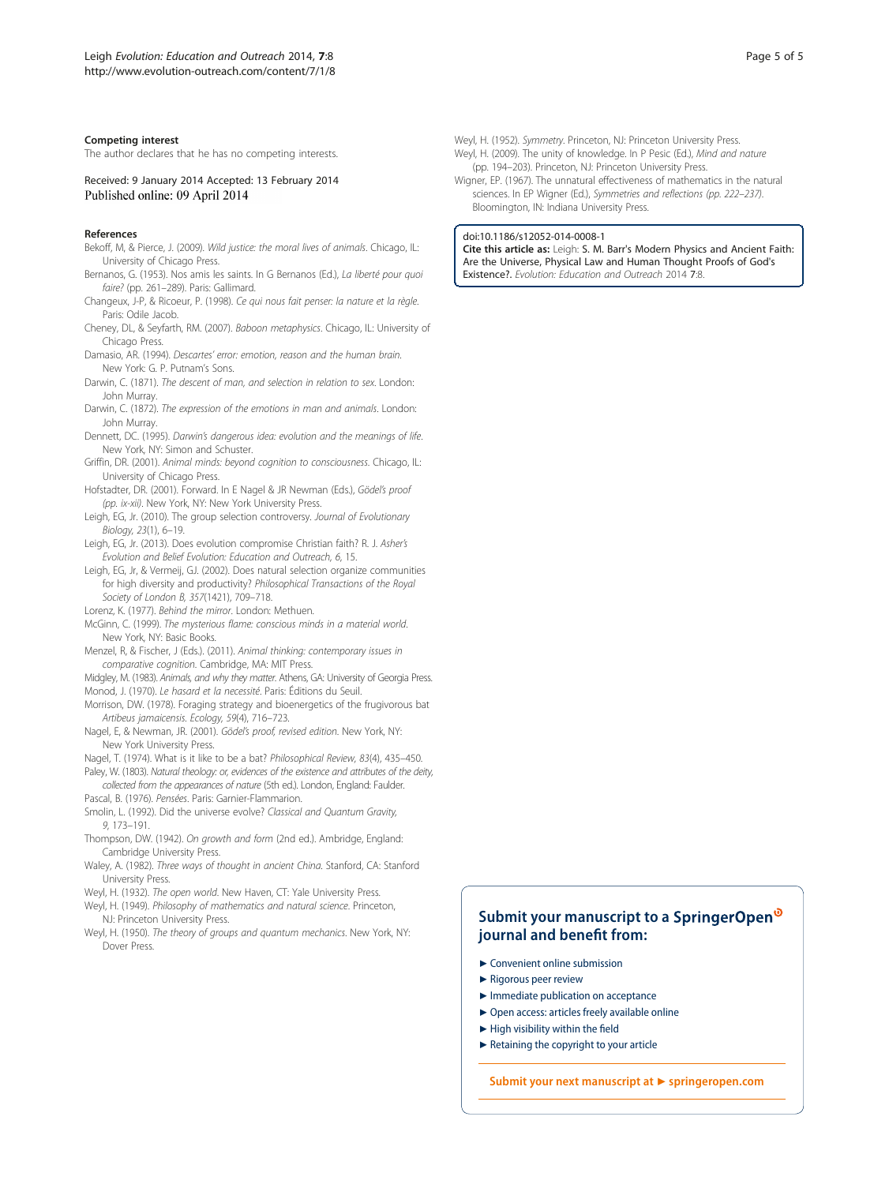### Competing interest

The author declares that he has no competing interests.

Received: 9 January 2014 Accepted: 13 February 2014
Published online: 09 April 2014

### References

Bekoff, M, & Pierce, J. (2009). *Wild justice: the moral lives of animals*. Chicago, IL: University of Chicago Press.

Bernanos, G. (1953). Nos amis les saints. In G Bernanos (Ed.), *La liberté pour quoi faire?* (pp. 261–289). Paris: Gallimard.

Changeux, J-P, & Ricoeur, P. (1998). *Ce qui nous fait penser: la nature et la règle*. Paris: Odile Jacob.

Cheney, DL, & Seyfarth, RM. (2007). *Baboon metaphysics*. Chicago, IL: University of Chicago Press.

Damasio, AR. (1994). *Descartes' error: emotion, reason and the human brain*. New York: G. P. Putnam's Sons.

Darwin, C. (1871). *The descent of man, and selection in relation to sex*. London: John Murray.

Darwin, C. (1872). *The expression of the emotions in man and animals*. London: John Murray.

Dennett, DC. (1995). *Darwin's dangerous idea: evolution and the meanings of life*. New York, NY: Simon and Schuster.

Griffin, DR. (2001). *Animal minds: beyond cognition to consciousness*. Chicago, IL: University of Chicago Press.

Hofstadter, DR. (2001). Forward. In E Nagel & JR Newman (Eds.), *Gödel's proof (pp. ix-xii)*. New York, NY: New York University Press.

Leigh, EG, Jr. (2010). The group selection controversy. *Journal of Evolutionary Biology, 23*(1), 6–19.

Leigh, EG, Jr. (2013). Does evolution compromise Christian faith? R. J. *Asher's Evolution and Belief Evolution: Education and Outreach, 6*, 15.

Leigh, EG, Jr, & Vermeij, GJ. (2002). Does natural selection organize communities for high diversity and productivity? *Philosophical Transactions of the Royal Society of London B, 357*(1421), 709–718.

Lorenz, K. (1977). *Behind the mirror*. London: Methuen.

McGinn, C. (1999). *The mysterious flame: conscious minds in a material world*. New York, NY: Basic Books.

Menzel, R, & Fischer, J (Eds.). (2011). *Animal thinking: contemporary issues in comparative cognition*. Cambridge, MA: MIT Press.

Midgley, M. (1983). *Animals, and why they matter*. Athens, GA: University of Georgia Press.

Monod, J. (1970). *Le hasard et la necessité*. Paris: Éditions du Seuil.

Morrison, DW. (1978). Foraging strategy and bioenergetics of the frugivorous bat *Artibeus jamaicensis*. *Ecology, 59*(4), 716–723.

Nagel, E, & Newman, JR. (2001). *Gödel's proof, revised edition*. New York, NY: New York University Press.

Nagel, T. (1974). What is it like to be a bat? *Philosophical Review, 83*(4), 435–450.

Paley, W. (1803). *Natural theology: or, evidences of the existence and attributes of the deity, collected from the appearances of nature* (5th ed.). London, England: Faulder.

Pascal, B. (1976). *Pensées*. Paris: Garnier-Flammarion.

Smolin, L. (1992). Did the universe evolve? *Classical and Quantum Gravity, 9*, 173–191.

Thompson, DW. (1942). *On growth and form* (2nd ed.). Ambridge, England: Cambridge University Press.

Waley, A. (1982). *Three ways of thought in ancient China*. Stanford, CA: Stanford University Press.

Weyl, H. (1932). *The open world*. New Haven, CT: Yale University Press.

Weyl, H. (1949). *Philosophy of mathematics and natural science*. Princeton, NJ: Princeton University Press.

Weyl, H. (1950). *The theory of groups and quantum mechanics*. New York, NY: Dover Press.

Weyl, H. (1952). *Symmetry*. Princeton, NJ: Princeton University Press.

Weyl, H. (2009). The unity of knowledge. In P Pesic (Ed.), *Mind and nature* (pp. 194–203). Princeton, NJ: Princeton University Press.

Wigner, EP. (1967). The unnatural effectiveness of mathematics in the natural sciences. In EP Wigner (Ed.), *Symmetries and reflections (pp. 222–237)*. Bloomington, IN: Indiana University Press.

doi:10.1186/s12052-014-0008-1

**Cite this article as:** Leigh: S. M. Barr's Modern Physics and Ancient Faith: Are the Universe, Physical Law and Human Thought Proofs of God's Existence?. *Evolution: Education and Outreach* 2014 **7**:8.

**Submit your manuscript to a SpringerOpen journal and benefit from:**

- ► Convenient online submission
- ► Rigorous peer review
- ► Immediate publication on acceptance
- ► Open access: articles freely available online
- ► High visibility within the field
- ► Retaining the copyright to your article

**Submit your next manuscript at ► springeropen.com**